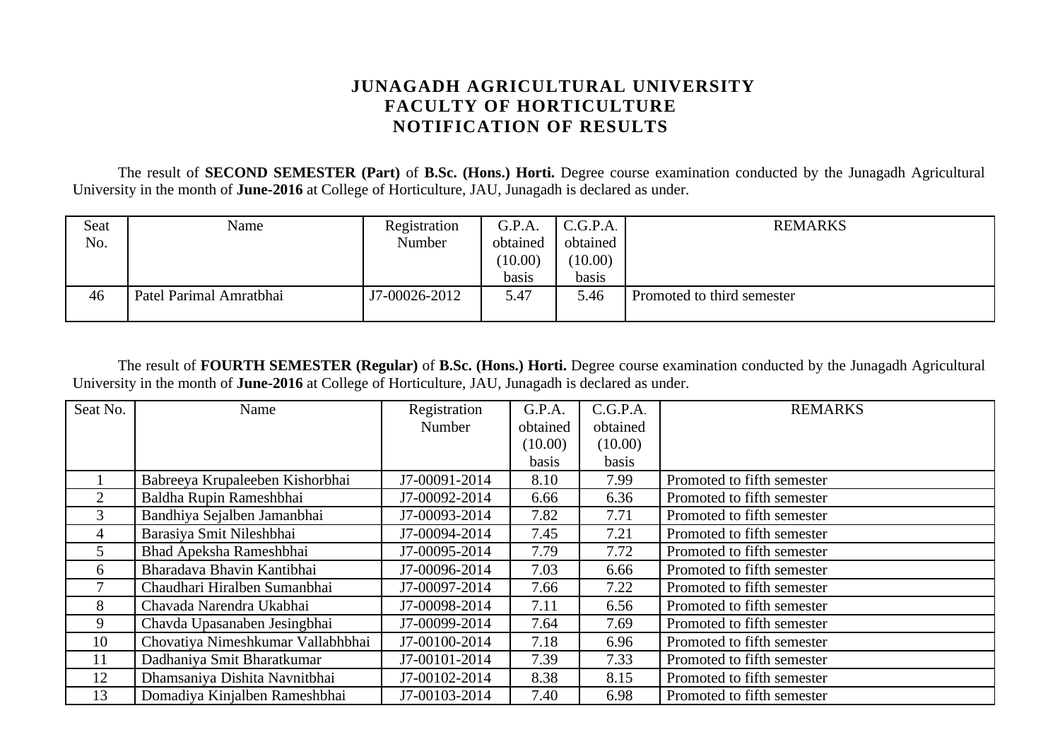# JUNAGADH AGRICULTURAL UNIVERSITY
## FACULTY OF HORTICULTURE
## NOTIFICATION OF RESULTS

The result of **SECOND SEMESTER (Part)** of **B.Sc. (Hons.) Horti.** Degree course examination conducted by the Junagadh Agricultural University in the month of **June-2016** at College of Horticulture, JAU, Junagadh is declared as under.

| Seat No. | Name | Registration Number | G.P.A. obtained (10.00) basis | C.G.P.A. obtained (10.00) basis | REMARKS |
|---|---|---|---|---|---|
| 46 | Patel Parimal Amratbhai | J7-00026-2012 | 5.47 | 5.46 | Promoted to third semester |

The result of **FOURTH SEMESTER (Regular)** of **B.Sc. (Hons.) Horti.** Degree course examination conducted by the Junagadh Agricultural University in the month of **June-2016** at College of Horticulture, JAU, Junagadh is declared as under.

| Seat No. | Name | Registration Number | G.P.A. obtained (10.00) basis | C.G.P.A. obtained (10.00) basis | REMARKS |
|---|---|---|---|---|---|
| 1 | Babreeya Krupaleeben Kishorbhai | J7-00091-2014 | 8.10 | 7.99 | Promoted to fifth semester |
| 2 | Baldha Rupin Rameshbhai | J7-00092-2014 | 6.66 | 6.36 | Promoted to fifth semester |
| 3 | Bandhiya Sejalben Jamanbhai | J7-00093-2014 | 7.82 | 7.71 | Promoted to fifth semester |
| 4 | Barasiya Smit Nileshbhai | J7-00094-2014 | 7.45 | 7.21 | Promoted to fifth semester |
| 5 | Bhad Apeksha Rameshbhai | J7-00095-2014 | 7.79 | 7.72 | Promoted to fifth semester |
| 6 | Bharadava Bhavin Kantibhai | J7-00096-2014 | 7.03 | 6.66 | Promoted to fifth semester |
| 7 | Chaudhari Hiralben Sumanbhai | J7-00097-2014 | 7.66 | 7.22 | Promoted to fifth semester |
| 8 | Chavada Narendra Ukabhai | J7-00098-2014 | 7.11 | 6.56 | Promoted to fifth semester |
| 9 | Chavda Upasanaben Jesingbhai | J7-00099-2014 | 7.64 | 7.69 | Promoted to fifth semester |
| 10 | Chovatiya Nimeshkumar Vallabhbhai | J7-00100-2014 | 7.18 | 6.96 | Promoted to fifth semester |
| 11 | Dadhaniya Smit Bharatkumar | J7-00101-2014 | 7.39 | 7.33 | Promoted to fifth semester |
| 12 | Dhamsaniya Dishita Navnitbhai | J7-00102-2014 | 8.38 | 8.15 | Promoted to fifth semester |
| 13 | Domadiya Kinjalben Rameshbhai | J7-00103-2014 | 7.40 | 6.98 | Promoted to fifth semester |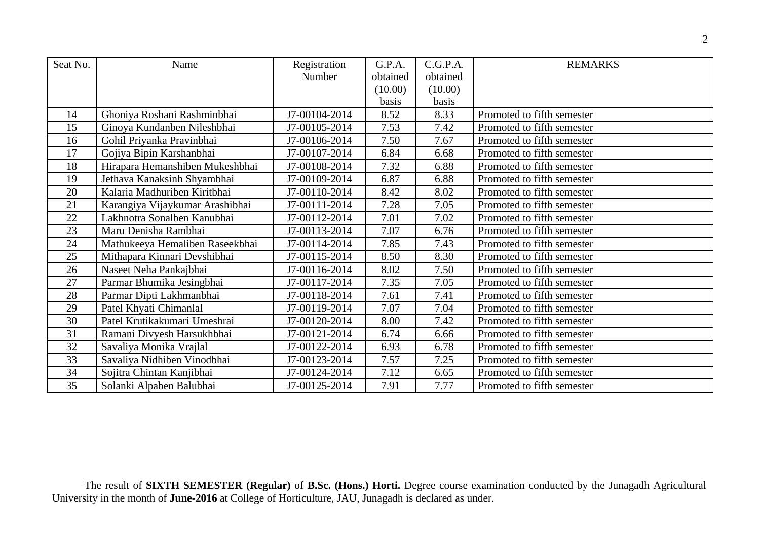| Seat No. | Name | Registration Number | G.P.A. obtained (10.00) basis | C.G.P.A. obtained (10.00) basis | REMARKS |
|---|---|---|---|---|---|
| 14 | Ghoniya Roshani Rashminbhai | J7-00104-2014 | 8.52 | 8.33 | Promoted to fifth semester |
| 15 | Ginoya Kundanben Nileshbhai | J7-00105-2014 | 7.53 | 7.42 | Promoted to fifth semester |
| 16 | Gohil Priyanka Pravinbhai | J7-00106-2014 | 7.50 | 7.67 | Promoted to fifth semester |
| 17 | Gojiya Bipin Karshanbhai | J7-00107-2014 | 6.84 | 6.68 | Promoted to fifth semester |
| 18 | Hirapara Hemanshiben Mukeshbhai | J7-00108-2014 | 7.32 | 6.88 | Promoted to fifth semester |
| 19 | Jethava Kanaksinh Shyambhai | J7-00109-2014 | 6.87 | 6.88 | Promoted to fifth semester |
| 20 | Kalaria Madhuriben Kiritbhai | J7-00110-2014 | 8.42 | 8.02 | Promoted to fifth semester |
| 21 | Karangiya Vijaykumar Arashibhai | J7-00111-2014 | 7.28 | 7.05 | Promoted to fifth semester |
| 22 | Lakhnotra Sonalben Kanubhai | J7-00112-2014 | 7.01 | 7.02 | Promoted to fifth semester |
| 23 | Maru Denisha Rambhai | J7-00113-2014 | 7.07 | 6.76 | Promoted to fifth semester |
| 24 | Mathukeeya Hemaliben Raseekbhai | J7-00114-2014 | 7.85 | 7.43 | Promoted to fifth semester |
| 25 | Mithapara Kinnari Devshibhai | J7-00115-2014 | 8.50 | 8.30 | Promoted to fifth semester |
| 26 | Naseet Neha Pankajbhai | J7-00116-2014 | 8.02 | 7.50 | Promoted to fifth semester |
| 27 | Parmar Bhumika Jesingbhai | J7-00117-2014 | 7.35 | 7.05 | Promoted to fifth semester |
| 28 | Parmar Dipti Lakhmanbhai | J7-00118-2014 | 7.61 | 7.41 | Promoted to fifth semester |
| 29 | Patel Khyati Chimanlal | J7-00119-2014 | 7.07 | 7.04 | Promoted to fifth semester |
| 30 | Patel Krutikakumari Umeshrai | J7-00120-2014 | 8.00 | 7.42 | Promoted to fifth semester |
| 31 | Ramani Divyesh Harsukhbhai | J7-00121-2014 | 6.74 | 6.66 | Promoted to fifth semester |
| 32 | Savaliya Monika Vrajlal | J7-00122-2014 | 6.93 | 6.78 | Promoted to fifth semester |
| 33 | Savaliya Nidhiben Vinodbhai | J7-00123-2014 | 7.57 | 7.25 | Promoted to fifth semester |
| 34 | Sojitra Chintan Kanjibhai | J7-00124-2014 | 7.12 | 6.65 | Promoted to fifth semester |
| 35 | Solanki Alpaben Balubhai | J7-00125-2014 | 7.91 | 7.77 | Promoted to fifth semester |

The result of **SIXTH SEMESTER (Regular)** of **B.Sc. (Hons.) Horti.** Degree course examination conducted by the Junagadh Agricultural University in the month of **June-2016** at College of Horticulture, JAU, Junagadh is declared as under.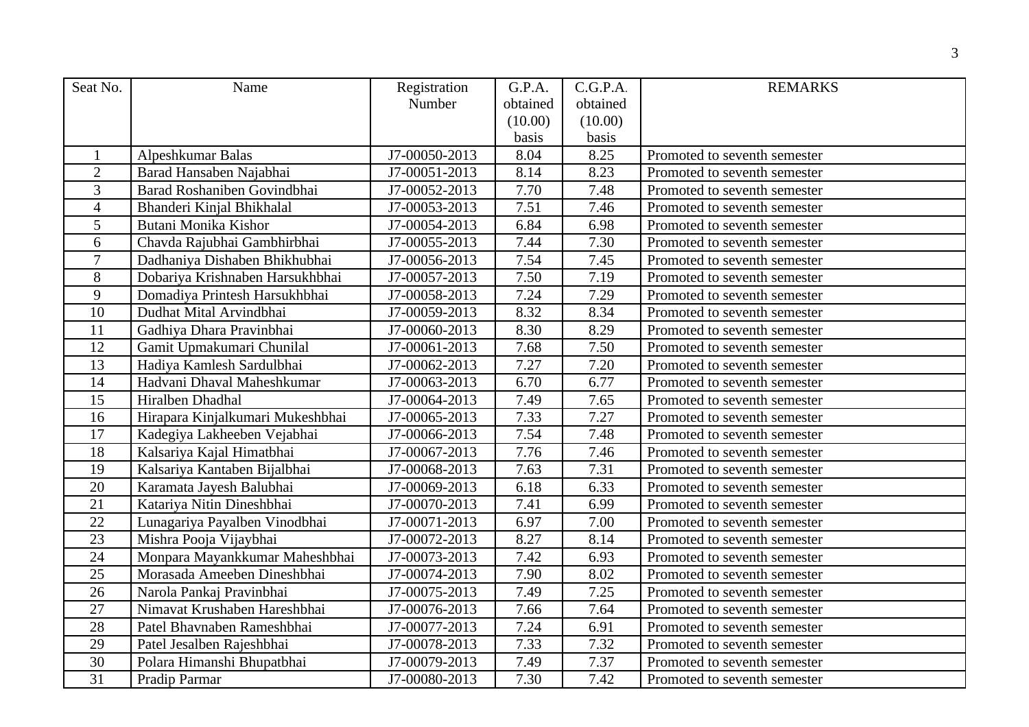| Seat No. | Name | Registration Number | G.P.A. obtained (10.00) basis | C.G.P.A. obtained (10.00) basis | REMARKS |
|---|---|---|---|---|---|
| 1 | Alpeshkumar Balas | J7-00050-2013 | 8.04 | 8.25 | Promoted to seventh semester |
| 2 | Barad Hansaben Najabhai | J7-00051-2013 | 8.14 | 8.23 | Promoted to seventh semester |
| 3 | Barad Roshaniben Govindbhai | J7-00052-2013 | 7.70 | 7.48 | Promoted to seventh semester |
| 4 | Bhanderi Kinjal Bhikhalal | J7-00053-2013 | 7.51 | 7.46 | Promoted to seventh semester |
| 5 | Butani Monika Kishor | J7-00054-2013 | 6.84 | 6.98 | Promoted to seventh semester |
| 6 | Chavda Rajubhai Gambhirbhai | J7-00055-2013 | 7.44 | 7.30 | Promoted to seventh semester |
| 7 | Dadhaniya Dishaben Bhikhubhai | J7-00056-2013 | 7.54 | 7.45 | Promoted to seventh semester |
| 8 | Dobariya Krishnaben Harsukhbhai | J7-00057-2013 | 7.50 | 7.19 | Promoted to seventh semester |
| 9 | Domadiya Printesh Harsukhbhai | J7-00058-2013 | 7.24 | 7.29 | Promoted to seventh semester |
| 10 | Dudhat Mital Arvindbhai | J7-00059-2013 | 8.32 | 8.34 | Promoted to seventh semester |
| 11 | Gadhiya Dhara Pravinbhai | J7-00060-2013 | 8.30 | 8.29 | Promoted to seventh semester |
| 12 | Gamit Upmakumari Chunilal | J7-00061-2013 | 7.68 | 7.50 | Promoted to seventh semester |
| 13 | Hadiya Kamlesh Sardulbhai | J7-00062-2013 | 7.27 | 7.20 | Promoted to seventh semester |
| 14 | Hadvani Dhaval Maheshkumar | J7-00063-2013 | 6.70 | 6.77 | Promoted to seventh semester |
| 15 | Hiralben Dhadhal | J7-00064-2013 | 7.49 | 7.65 | Promoted to seventh semester |
| 16 | Hirapara Kinjalkumari Mukeshbhai | J7-00065-2013 | 7.33 | 7.27 | Promoted to seventh semester |
| 17 | Kadegiya Lakheeben Vejabhai | J7-00066-2013 | 7.54 | 7.48 | Promoted to seventh semester |
| 18 | Kalsariya Kajal Himatbhai | J7-00067-2013 | 7.76 | 7.46 | Promoted to seventh semester |
| 19 | Kalsariya Kantaben Bijalbhai | J7-00068-2013 | 7.63 | 7.31 | Promoted to seventh semester |
| 20 | Karamata Jayesh Balubhai | J7-00069-2013 | 6.18 | 6.33 | Promoted to seventh semester |
| 21 | Katariya Nitin Dineshbhai | J7-00070-2013 | 7.41 | 6.99 | Promoted to seventh semester |
| 22 | Lunagariya Payalben Vinodbhai | J7-00071-2013 | 6.97 | 7.00 | Promoted to seventh semester |
| 23 | Mishra Pooja Vijaybhai | J7-00072-2013 | 8.27 | 8.14 | Promoted to seventh semester |
| 24 | Monpara Mayankkumar Maheshbhai | J7-00073-2013 | 7.42 | 6.93 | Promoted to seventh semester |
| 25 | Morasada Ameeben Dineshbhai | J7-00074-2013 | 7.90 | 8.02 | Promoted to seventh semester |
| 26 | Narola Pankaj Pravinbhai | J7-00075-2013 | 7.49 | 7.25 | Promoted to seventh semester |
| 27 | Nimavat Krushaben Hareshbhai | J7-00076-2013 | 7.66 | 7.64 | Promoted to seventh semester |
| 28 | Patel Bhavnaben Rameshbhai | J7-00077-2013 | 7.24 | 6.91 | Promoted to seventh semester |
| 29 | Patel Jesalben Rajeshbhai | J7-00078-2013 | 7.33 | 7.32 | Promoted to seventh semester |
| 30 | Polara Himanshi Bhupatbhai | J7-00079-2013 | 7.49 | 7.37 | Promoted to seventh semester |
| 31 | Pradip Parmar | J7-00080-2013 | 7.30 | 7.42 | Promoted to seventh semester |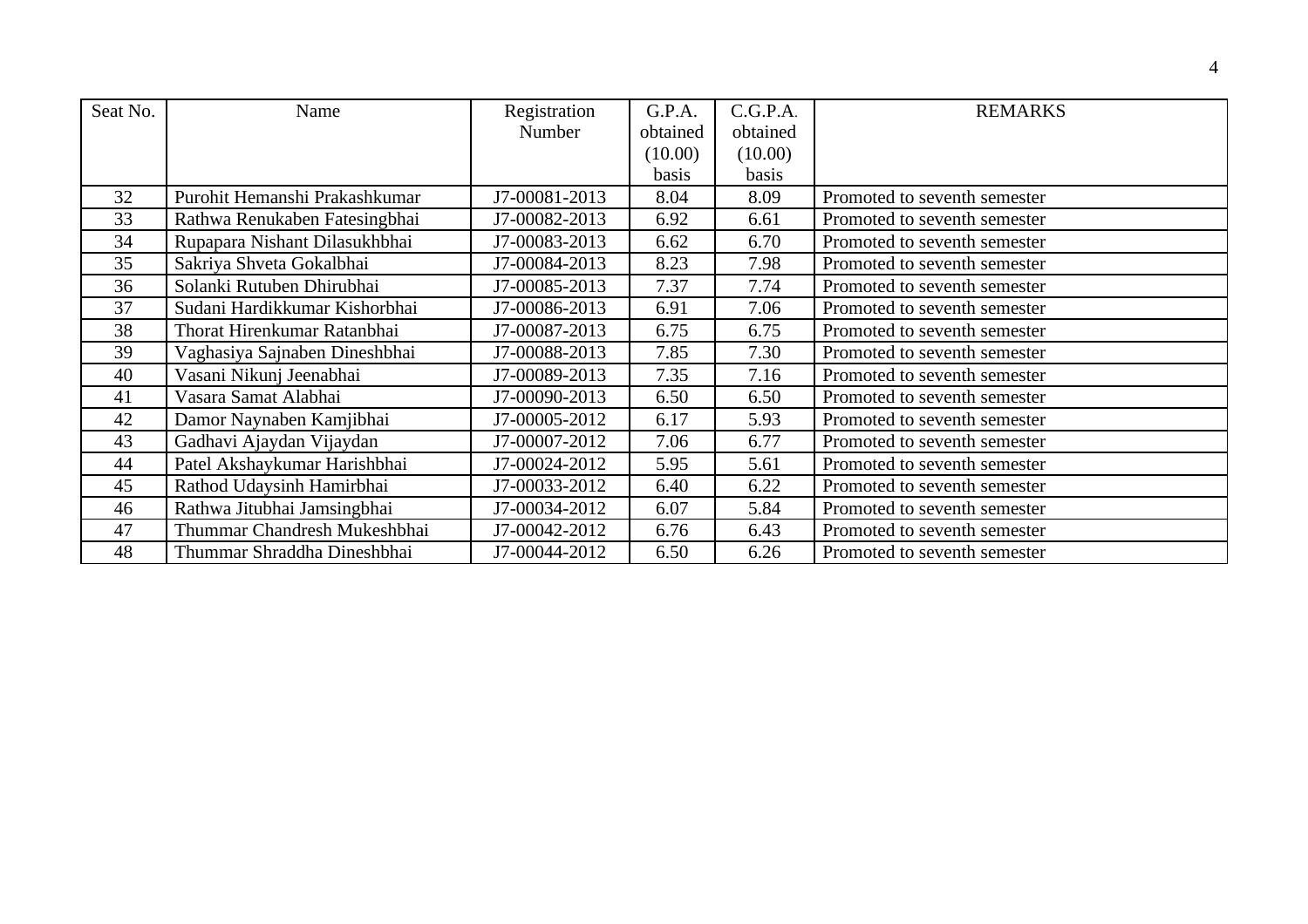| Seat No. | Name | Registration Number | G.P.A. obtained (10.00) basis | C.G.P.A. obtained (10.00) basis | REMARKS |
|---|---|---|---|---|---|
| 32 | Purohit Hemanshi Prakashkumar | J7-00081-2013 | 8.04 | 8.09 | Promoted to seventh semester |
| 33 | Rathwa Renukaben Fatesingbhai | J7-00082-2013 | 6.92 | 6.61 | Promoted to seventh semester |
| 34 | Rupapara Nishant Dilasukhbhai | J7-00083-2013 | 6.62 | 6.70 | Promoted to seventh semester |
| 35 | Sakriya Shveta Gokalbhai | J7-00084-2013 | 8.23 | 7.98 | Promoted to seventh semester |
| 36 | Solanki Rutuben Dhirubhai | J7-00085-2013 | 7.37 | 7.74 | Promoted to seventh semester |
| 37 | Sudani Hardikkumar Kishorbhai | J7-00086-2013 | 6.91 | 7.06 | Promoted to seventh semester |
| 38 | Thorat Hirenkumar Ratanbhai | J7-00087-2013 | 6.75 | 6.75 | Promoted to seventh semester |
| 39 | Vaghasiya Sajnaben Dineshbhai | J7-00088-2013 | 7.85 | 7.30 | Promoted to seventh semester |
| 40 | Vasani Nikunj Jeenabhai | J7-00089-2013 | 7.35 | 7.16 | Promoted to seventh semester |
| 41 | Vasara Samat Alabhai | J7-00090-2013 | 6.50 | 6.50 | Promoted to seventh semester |
| 42 | Damor Naynaben Kamjibhai | J7-00005-2012 | 6.17 | 5.93 | Promoted to seventh semester |
| 43 | Gadhavi Ajaydan Vijaydan | J7-00007-2012 | 7.06 | 6.77 | Promoted to seventh semester |
| 44 | Patel Akshaykumar Harishbhai | J7-00024-2012 | 5.95 | 5.61 | Promoted to seventh semester |
| 45 | Rathod Udaysinh Hamirbhai | J7-00033-2012 | 6.40 | 6.22 | Promoted to seventh semester |
| 46 | Rathwa Jitubhai Jamsingbhai | J7-00034-2012 | 6.07 | 5.84 | Promoted to seventh semester |
| 47 | Thummar Chandresh Mukeshbhai | J7-00042-2012 | 6.76 | 6.43 | Promoted to seventh semester |
| 48 | Thummar Shraddha Dineshbhai | J7-00044-2012 | 6.50 | 6.26 | Promoted to seventh semester |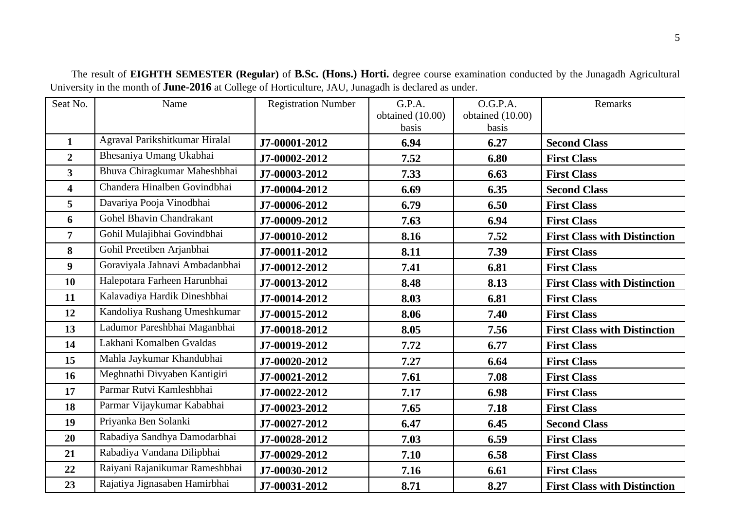The result of **EIGHTH SEMESTER (Regular)** of **B.Sc. (Hons.) Horti.** degree course examination conducted by the Junagadh Agricultural University in the month of **June-2016** at College of Horticulture, JAU, Junagadh is declared as under.

| Seat No. | Name | Registration Number | G.P.A. obtained (10.00) basis | O.G.P.A. obtained (10.00) basis | Remarks |
|---|---|---|---|---|---|
| **1** | Agraval Parikshitkumar Hiralal | **J7-00001-2012** | **6.94** | **6.27** | **Second Class** |
| **2** | Bhesaniya Umang Ukabhai | **J7-00002-2012** | **7.52** | **6.80** | **First Class** |
| **3** | Bhuva Chiragkumar Maheshbhai | **J7-00003-2012** | **7.33** | **6.63** | **First Class** |
| **4** | Chandera Hinalben Govindbhai | **J7-00004-2012** | **6.69** | **6.35** | **Second Class** |
| **5** | Davariya Pooja Vinodbhai | **J7-00006-2012** | **6.79** | **6.50** | **First Class** |
| **6** | Gohel Bhavin Chandrakant | **J7-00009-2012** | **7.63** | **6.94** | **First Class** |
| **7** | Gohil Mulajibhai Govindbhai | **J7-00010-2012** | **8.16** | **7.52** | **First Class with Distinction** |
| **8** | Gohil Preetiben Arjanbhai | **J7-00011-2012** | **8.11** | **7.39** | **First Class** |
| **9** | Goraviyala Jahnavi Ambadanbhai | **J7-00012-2012** | **7.41** | **6.81** | **First Class** |
| **10** | Halepotara Farheen Harunbhai | **J7-00013-2012** | **8.48** | **8.13** | **First Class with Distinction** |
| **11** | Kalavadiya Hardik Dineshbhai | **J7-00014-2012** | **8.03** | **6.81** | **First Class** |
| **12** | Kandoliya Rushang Umeshkumar | **J7-00015-2012** | **8.06** | **7.40** | **First Class** |
| **13** | Ladumor Pareshbhai Maganbhai | **J7-00018-2012** | **8.05** | **7.56** | **First Class with Distinction** |
| **14** | Lakhani Komalben Gvaldas | **J7-00019-2012** | **7.72** | **6.77** | **First Class** |
| **15** | Mahla Jaykumar Khandubhai | **J7-00020-2012** | **7.27** | **6.64** | **First Class** |
| **16** | Meghnathi Divyaben Kantigiri | **J7-00021-2012** | **7.61** | **7.08** | **First Class** |
| **17** | Parmar Rutvi Kamleshbhai | **J7-00022-2012** | **7.17** | **6.98** | **First Class** |
| **18** | Parmar Vijaykumar Kababhai | **J7-00023-2012** | **7.65** | **7.18** | **First Class** |
| **19** | Priyanka Ben Solanki | **J7-00027-2012** | **6.47** | **6.45** | **Second Class** |
| **20** | Rabadiya Sandhya Damodarbhai | **J7-00028-2012** | **7.03** | **6.59** | **First Class** |
| **21** | Rabadiya Vandana Dilipbhai | **J7-00029-2012** | **7.10** | **6.58** | **First Class** |
| **22** | Raiyani Rajanikumar Rameshbhai | **J7-00030-2012** | **7.16** | **6.61** | **First Class** |
| **23** | Rajatiya Jignasaben Hamirbhai | **J7-00031-2012** | **8.71** | **8.27** | **First Class with Distinction** |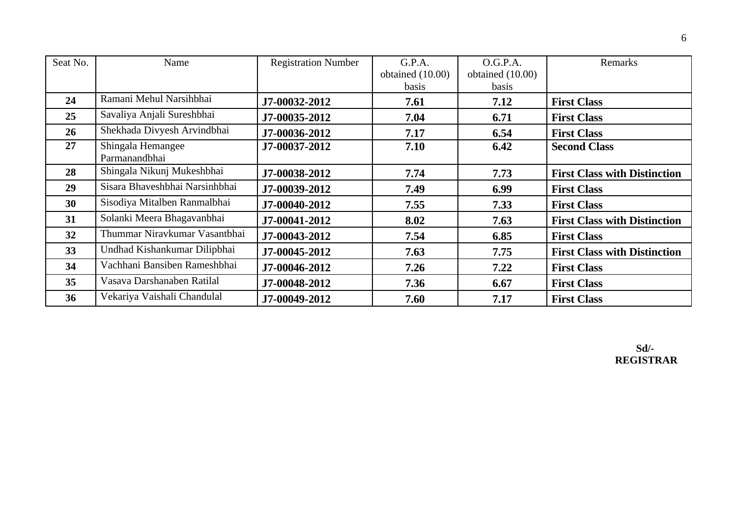| Seat No. | Name | Registration Number | G.P.A. obtained (10.00) basis | O.G.P.A. obtained (10.00) basis | Remarks |
|---|---|---|---|---|---|
| **24** | Ramani Mehul Narsihbhai | **J7-00032-2012** | **7.61** | **7.12** | **First Class** |
| **25** | Savaliya Anjali Sureshbhai | **J7-00035-2012** | **7.04** | **6.71** | **First Class** |
| **26** | Shekhada Divyesh Arvindbhai | **J7-00036-2012** | **7.17** | **6.54** | **First Class** |
| **27** | Shingala Hemangee Parmanandbhai | **J7-00037-2012** | **7.10** | **6.42** | **Second Class** |
| **28** | Shingala Nikunj Mukeshbhai | **J7-00038-2012** | **7.74** | **7.73** | **First Class with Distinction** |
| **29** | Sisara Bhaveshbhai Narsinhbhai | **J7-00039-2012** | **7.49** | **6.99** | **First Class** |
| **30** | Sisodiya Mitalben Ranmalbhai | **J7-00040-2012** | **7.55** | **7.33** | **First Class** |
| **31** | Solanki Meera Bhagavanbhai | **J7-00041-2012** | **8.02** | **7.63** | **First Class with Distinction** |
| **32** | Thummar Niravkumar Vasantbhai | **J7-00043-2012** | **7.54** | **6.85** | **First Class** |
| **33** | Undhad Kishankumar Dilipbhai | **J7-00045-2012** | **7.63** | **7.75** | **First Class with Distinction** |
| **34** | Vachhani Bansiben Rameshbhai | **J7-00046-2012** | **7.26** | **7.22** | **First Class** |
| **35** | Vasava Darshanaben Ratilal | **J7-00048-2012** | **7.36** | **6.67** | **First Class** |
| **36** | Vekariya Vaishali Chandulal | **J7-00049-2012** | **7.60** | **7.17** | **First Class** |

**Sd/-**
**REGISTRAR**